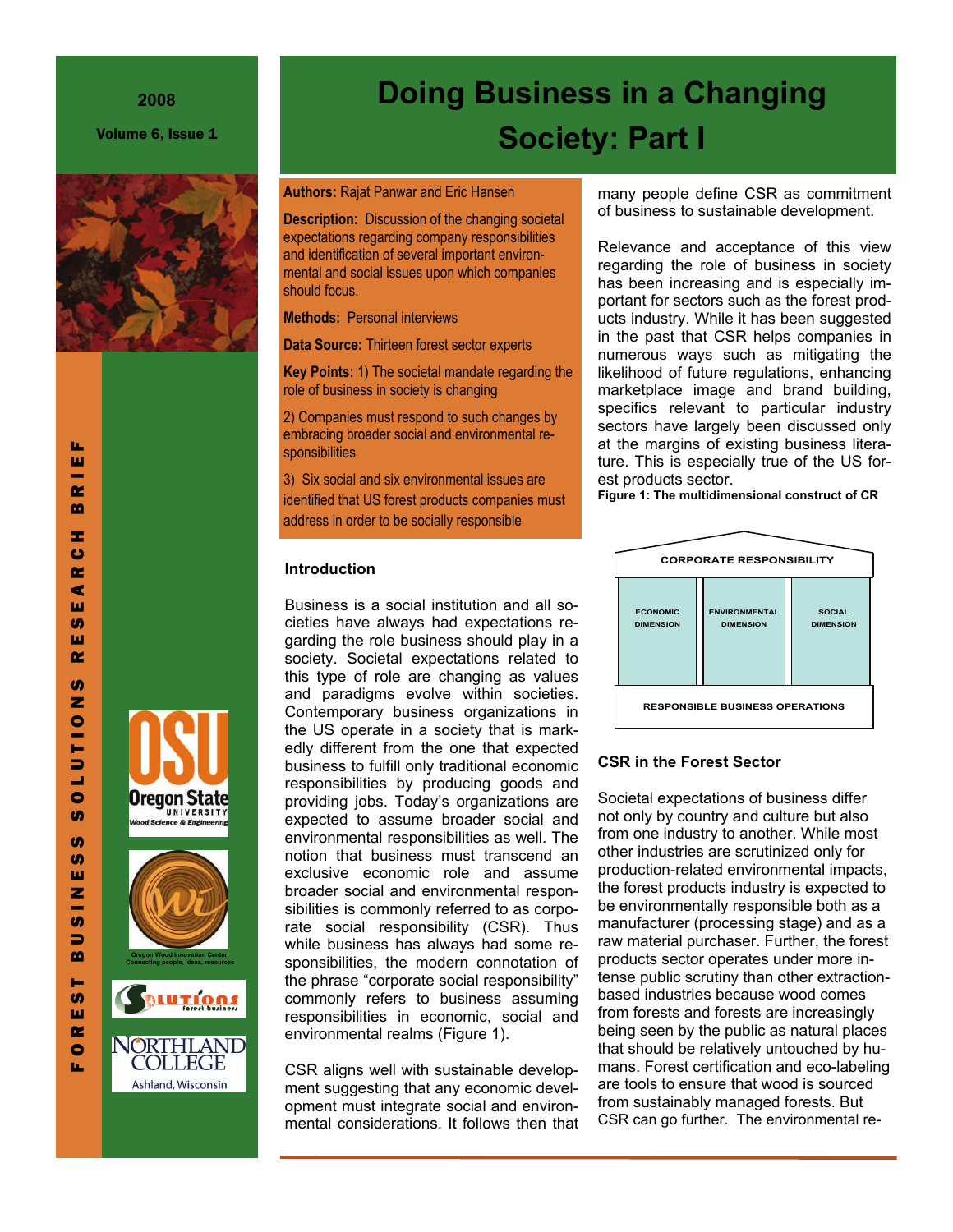2008

Volume 6, Issue 1

# Doing Business in a Changing Society: Part I

FOREST BUSINESS SOLUTIONS RESEARCH BRIEF

**Authors:** Rajat Panwar and Eric Hansen

**Description:** Discussion of the changing societal expectations regarding company responsibilities and identification of several important environmental and social issues upon which companies should focus.

**Methods:** Personal interviews

**Data Source:** Thirteen forest sector experts

**Key Points:** 1) The societal mandate regarding the role of business in society is changing

2) Companies must respond to such changes by embracing broader social and environmental responsibilities

3) Six social and six environmental issues are identified that US forest products companies must address in order to be socially responsible

## Introduction

Business is a social institution and all societies have always had expectations regarding the role business should play in a society. Societal expectations related to this type of role are changing as values and paradigms evolve within societies. Contemporary business organizations in the US operate in a society that is markedly different from the one that expected business to fulfill only traditional economic responsibilities by producing goods and providing jobs. Today's organizations are expected to assume broader social and environmental responsibilities as well. The notion that business must transcend an exclusive economic role and assume broader social and environmental responsibilities is commonly referred to as corporate social responsibility (CSR). Thus while business has always had some responsibilities, the modern connotation of the phrase "corporate social responsibility" commonly refers to business assuming responsibilities in economic, social and environmental realms (Figure 1).

CSR aligns well with sustainable development suggesting that any economic development must integrate social and environmental considerations. It follows then that many people define CSR as commitment of business to sustainable development.

Relevance and acceptance of this view regarding the role of business in society has been increasing and is especially important for sectors such as the forest products industry. While it has been suggested in the past that CSR helps companies in numerous ways such as mitigating the likelihood of future regulations, enhancing marketplace image and brand building, specifics relevant to particular industry sectors have largely been discussed only at the margins of existing business literature. This is especially true of the US forest products sector.

**Figure 1: The multidimensional construct of CR**

| CORPORATE RESPONSIBILITY | | |
|---|---|---|
| ECONOMIC DIMENSION | ENVIRONMENTAL DIMENSION | SOCIAL DIMENSION |
| RESPONSIBLE BUSINESS OPERATIONS | | |

## CSR in the Forest Sector

Societal expectations of business differ not only by country and culture but also from one industry to another. While most other industries are scrutinized only for production-related environmental impacts, the forest products industry is expected to be environmentally responsible both as a manufacturer (processing stage) and as a raw material purchaser. Further, the forest products sector operates under more intense public scrutiny than other extraction-based industries because wood comes from forests and forests are increasingly being seen by the public as natural places that should be relatively untouched by humans. Forest certification and eco-labeling are tools to ensure that wood is sourced from sustainably managed forests. But CSR can go further. The environmental re-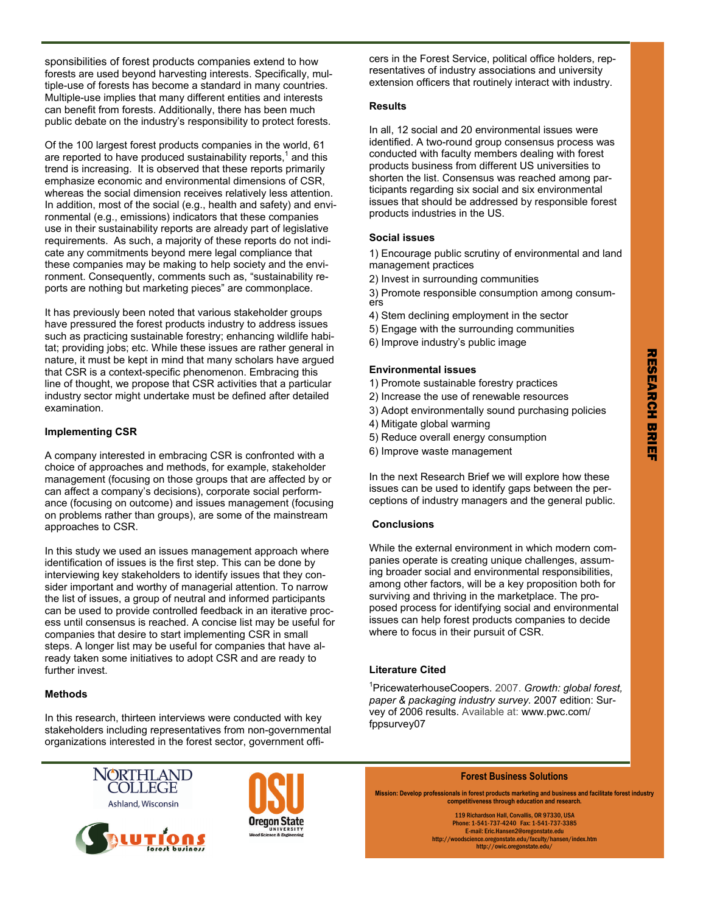sponsibilities of forest products companies extend to how forests are used beyond harvesting interests. Specifically, multiple-use of forests has become a standard in many countries. Multiple-use implies that many different entities and interests can benefit from forests. Additionally, there has been much public debate on the industry's responsibility to protect forests.

Of the 100 largest forest products companies in the world, 61 are reported to have produced sustainability reports,[1] and this trend is increasing. It is observed that these reports primarily emphasize economic and environmental dimensions of CSR, whereas the social dimension receives relatively less attention. In addition, most of the social (e.g., health and safety) and environmental (e.g., emissions) indicators that these companies use in their sustainability reports are already part of legislative requirements. As such, a majority of these reports do not indicate any commitments beyond mere legal compliance that these companies may be making to help society and the environment. Consequently, comments such as, "sustainability reports are nothing but marketing pieces" are commonplace.

It has previously been noted that various stakeholder groups have pressured the forest products industry to address issues such as practicing sustainable forestry; enhancing wildlife habitat; providing jobs; etc. While these issues are rather general in nature, it must be kept in mind that many scholars have argued that CSR is a context-specific phenomenon. Embracing this line of thought, we propose that CSR activities that a particular industry sector might undertake must be defined after detailed examination.

**Implementing CSR**

A company interested in embracing CSR is confronted with a choice of approaches and methods, for example, stakeholder management (focusing on those groups that are affected by or can affect a company's decisions), corporate social performance (focusing on outcome) and issues management (focusing on problems rather than groups), are some of the mainstream approaches to CSR.

In this study we used an issues management approach where identification of issues is the first step. This can be done by interviewing key stakeholders to identify issues that they consider important and worthy of managerial attention. To narrow the list of issues, a group of neutral and informed participants can be used to provide controlled feedback in an iterative process until consensus is reached. A concise list may be useful for companies that desire to start implementing CSR in small steps. A longer list may be useful for companies that have already taken some initiatives to adopt CSR and are ready to further invest.

**Methods**

In this research, thirteen interviews were conducted with key stakeholders including representatives from non-governmental organizations interested in the forest sector, government officers in the Forest Service, political office holders, representatives of industry associations and university extension officers that routinely interact with industry.

**Results**

In all, 12 social and 20 environmental issues were identified. A two-round group consensus process was conducted with faculty members dealing with forest products business from different US universities to shorten the list. Consensus was reached among participants regarding six social and six environmental issues that should be addressed by responsible forest products industries in the US.

**Social issues**

1) Encourage public scrutiny of environmental and land management practices
2) Invest in surrounding communities
3) Promote responsible consumption among consumers
4) Stem declining employment in the sector
5) Engage with the surrounding communities
6) Improve industry's public image

**Environmental issues**

1) Promote sustainable forestry practices
2) Increase the use of renewable resources
3) Adopt environmentally sound purchasing policies
4) Mitigate global warming
5) Reduce overall energy consumption
6) Improve waste management

In the next Research Brief we will explore how these issues can be used to identify gaps between the perceptions of industry managers and the general public.

**Conclusions**

While the external environment in which modern companies operate is creating unique challenges, assuming broader social and environmental responsibilities, among other factors, will be a key proposition both for surviving and thriving in the marketplace. The proposed process for identifying social and environmental issues can help forest products companies to decide where to focus in their pursuit of CSR.

**Literature Cited**

[1]PricewaterhouseCoopers. 2007. *Growth: global forest, paper & packaging industry survey.* 2007 edition: Survey of 2006 results. Available at: www.pwc.com/fppsurvey07

RESEARCH BRIEF

Northland College, Ashland, Wisconsin

Oregon State University, Wood Science & Engineering

**Forest Business Solutions**

Mission: Develop professionals in forest products marketing and business and facilitate forest industry competitiveness through education and research.

119 Richardson Hall, Corvallis, OR 97330, USA
Phone: 1-541-737-4240 Fax: 1-541-737-3385
E-mail: Eric.Hansen2@oregonstate.edu
http://woodscience.oregonstate.edu/faculty/hansen/index.htm
http://owic.oregonstate.edu/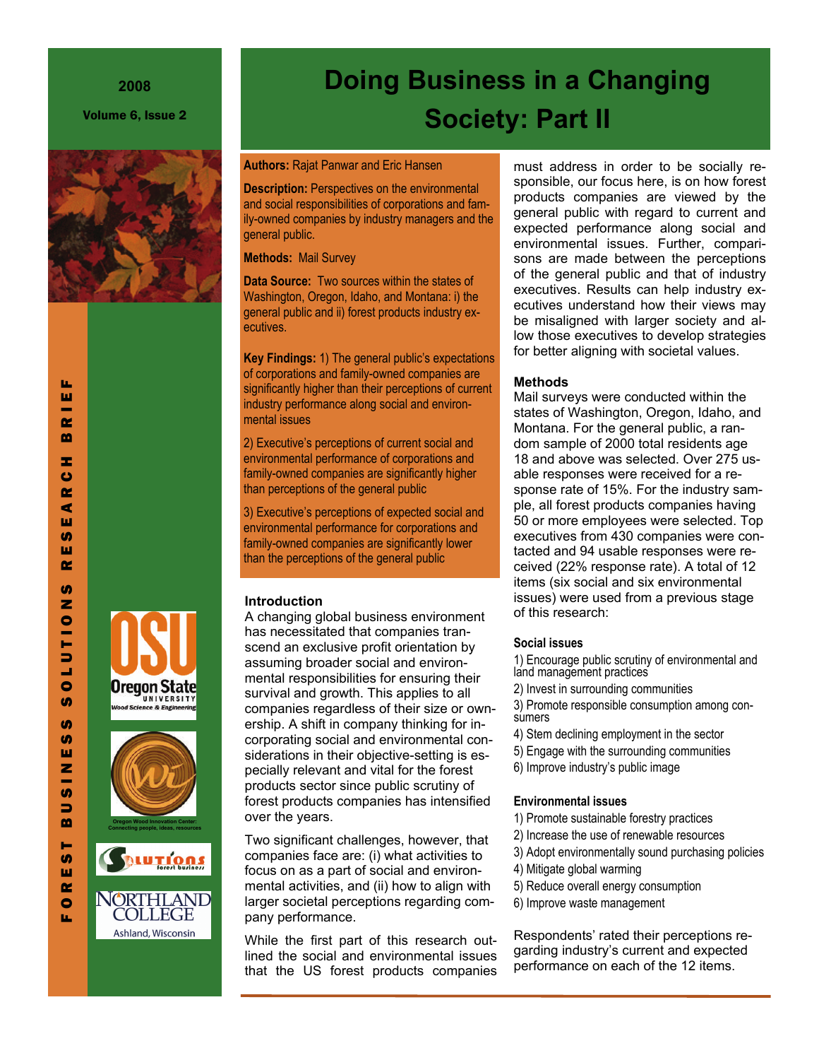# Doing Business in a Changing Society: Part II

**Authors:** Rajat Panwar and Eric Hansen

**Description:** Perspectives on the environmental and social responsibilities of corporations and family-owned companies by industry managers and the general public.

**Methods:** Mail Survey

**Data Source:** Two sources within the states of Washington, Oregon, Idaho, and Montana: i) the general public and ii) forest products industry executives.

**Key Findings:** 1) The general public's expectations of corporations and family-owned companies are significantly higher than their perceptions of current industry performance along social and environmental issues

2) Executive's perceptions of current social and environmental performance of corporations and family-owned companies are significantly higher than perceptions of the general public

3) Executive's perceptions of expected social and environmental performance for corporations and family-owned companies are significantly lower than the perceptions of the general public

### Introduction

A changing global business environment has necessitated that companies transcend an exclusive profit orientation by assuming broader social and environmental responsibilities for ensuring their survival and growth. This applies to all companies regardless of their size or ownership. A shift in company thinking for incorporating social and environmental considerations in their objective-setting is especially relevant and vital for the forest products sector since public scrutiny of forest products companies has intensified over the years.

Two significant challenges, however, that companies face are: (i) what activities to focus on as a part of social and environmental activities, and (ii) how to align with larger societal perceptions regarding company performance.

While the first part of this research outlined the social and environmental issues that the US forest products companies must address in order to be socially responsible, our focus here, is on how forest products companies are viewed by the general public with regard to current and expected performance along social and environmental issues. Further, comparisons are made between the perceptions of the general public and that of industry executives. Results can help industry executives understand how their views may be misaligned with larger society and allow those executives to develop strategies for better aligning with societal values.

### Methods

Mail surveys were conducted within the states of Washington, Oregon, Idaho, and Montana. For the general public, a random sample of 2000 total residents age 18 and above was selected. Over 275 usable responses were received for a response rate of 15%. For the industry sample, all forest products companies having 50 or more employees were selected. Top executives from 430 companies were contacted and 94 usable responses were received (22% response rate). A total of 12 items (six social and six environmental issues) were used from a previous stage of this research:

**Social issues**

1) Encourage public scrutiny of environmental and land management practices
2) Invest in surrounding communities
3) Promote responsible consumption among consumers
4) Stem declining employment in the sector
5) Engage with the surrounding communities
6) Improve industry's public image

**Environmental issues**

1) Promote sustainable forestry practices
2) Increase the use of renewable resources
3) Adopt environmentally sound purchasing policies
4) Mitigate global warming
5) Reduce overall energy consumption
6) Improve waste management

Respondents' rated their perceptions regarding industry's current and expected performance on each of the 12 items.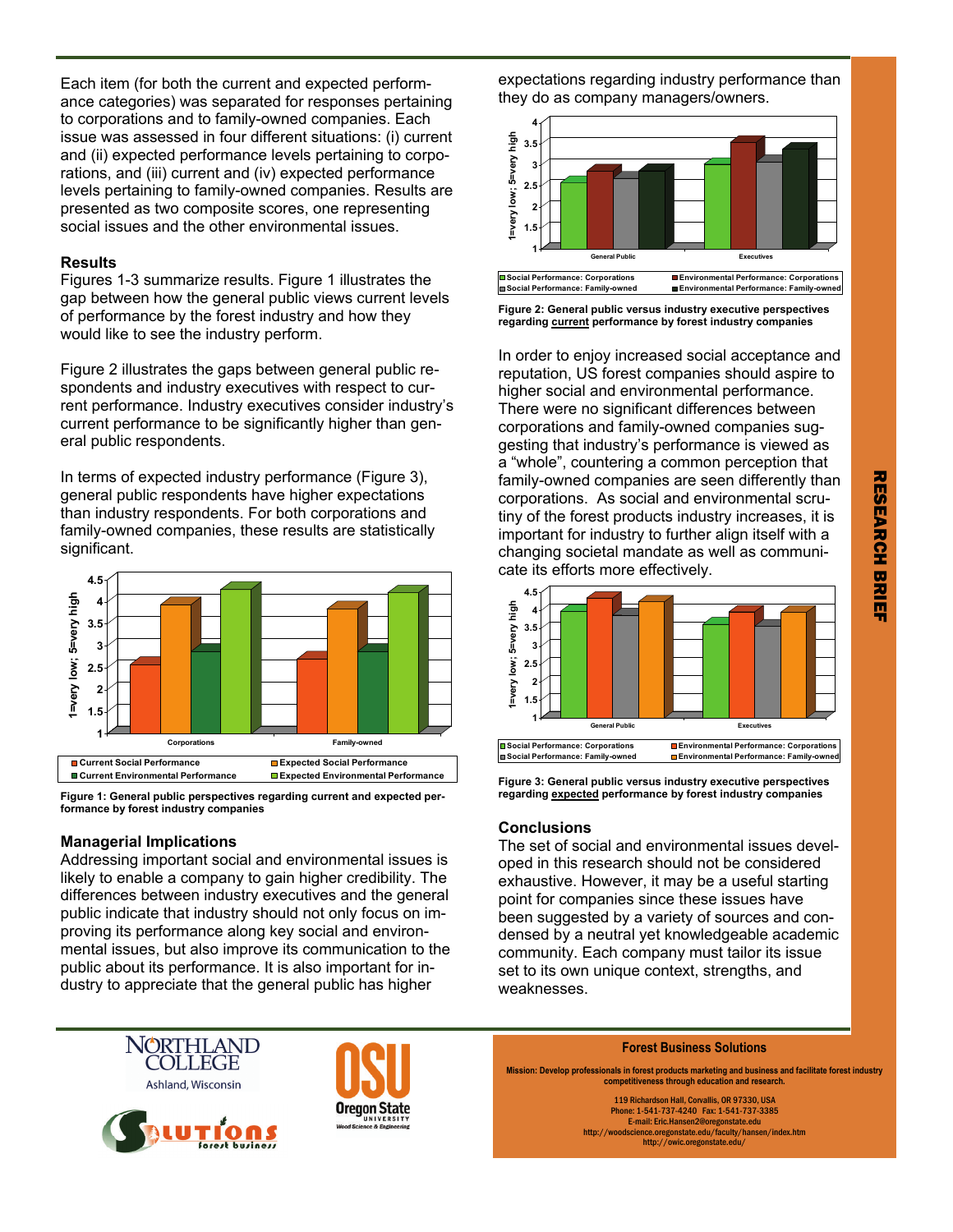Each item (for both the current and expected performance categories) was separated for responses pertaining to corporations and to family-owned companies. Each issue was assessed in four different situations: (i) current and (ii) expected performance levels pertaining to corporations, and (iii) current and (iv) expected performance levels pertaining to family-owned companies. Results are presented as two composite scores, one representing social issues and the other environmental issues.

### Results

Figures 1-3 summarize results. Figure 1 illustrates the gap between how the general public views current levels of performance by the forest industry and how they would like to see the industry perform.

Figure 2 illustrates the gaps between general public respondents and industry executives with respect to current performance. Industry executives consider industry's current performance to be significantly higher than general public respondents.

In terms of expected industry performance (Figure 3), general public respondents have higher expectations than industry respondents. For both corporations and family-owned companies, these results are statistically significant.

1=very low; 5=very high
4.5
4
3.5
3
2.5
2
1.5
1
Corporations
Family-owned
Current Social Performance
Expected Social Performance
Current Environmental Performance
Expected Environmental Performance

**Figure 1: General public perspectives regarding current and expected performance by forest industry companies**

### Managerial Implications

Addressing important social and environmental issues is likely to enable a company to gain higher credibility. The differences between industry executives and the general public indicate that industry should not only focus on improving its performance along key social and environmental issues, but also improve its communication to the public about its performance. It is also important for industry to appreciate that the general public has higher expectations regarding industry performance than they do as company managers/owners.

1=very low; 5=very high
4
3.5
3
2.5
2
1.5
1
General Public
Executives
Social Performance: Corporations
Environmental Performance: Corporations
Social Performance: Family-owned
Environmental Performance: Family-owned

**Figure 2: General public versus industry executive perspectives regarding current performance by forest industry companies**

In order to enjoy increased social acceptance and reputation, US forest companies should aspire to higher social and environmental performance. There were no significant differences between corporations and family-owned companies suggesting that industry's performance is viewed as a "whole", countering a common perception that family-owned companies are seen differently than corporations. As social and environmental scrutiny of the forest products industry increases, it is important for industry to further align itself with a changing societal mandate as well as communicate its efforts more effectively.

1=very low; 5=very high
4.5
4
3.5
3
2.5
2
1.5
1
General Public
Executives
Social Performance: Corporations
Environmental Performance: Corporations
Social Performance: Family-owned
Environmental Performance: Family-owned

**Figure 3: General public versus industry executive perspectives regarding expected performance by forest industry companies**

### Conclusions

The set of social and environmental issues developed in this research should not be considered exhaustive. However, it may be a useful starting point for companies since these issues have been suggested by a variety of sources and condensed by a neutral yet knowledgeable academic community. Each company must tailor its issue set to its own unique context, strengths, and weaknesses.

NORTHLAND COLLEGE
Ashland, Wisconsin

OSU Oregon State University
Wood Science & Engineering

Solutions forest business

**Forest Business Solutions**

**Mission: Develop professionals in forest products marketing and business and facilitate forest industry competitiveness through education and research.**

119 Richardson Hall, Corvallis, OR 97330, USA
Phone: 1-541-737-4240 Fax: 1-541-737-3385
E-mail: Eric.Hansen2@oregonstate.edu
http://woodscience.oregonstate.edu/faculty/hansen/index.htm
http://owic.oregonstate.edu/